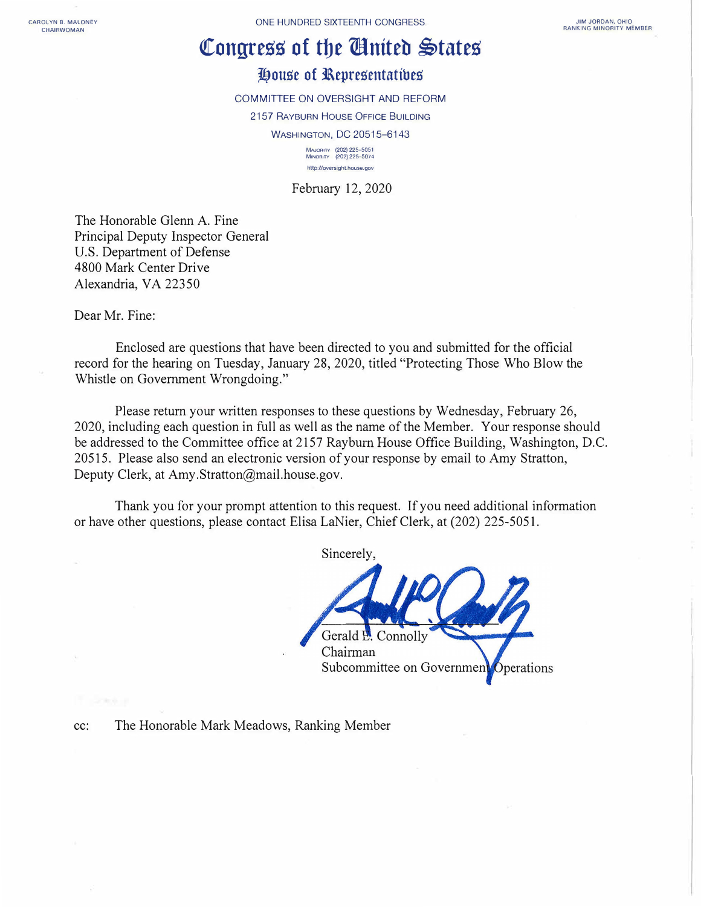CAROLYN B. MALONEY
CHAIRWOMAN

ONE HUNDRED SIXTEENTH CONGRESS

JIM JORDAN, OHIO
RANKING MINORITY MEMBER

# Congress of the United States

## House of Representatives

COMMITTEE ON OVERSIGHT AND REFORM

2157 RAYBURN HOUSE OFFICE BUILDING

WASHINGTON, DC 20515–6143

MAJORITY (202) 225-5051
MINORITY (202) 225-5074

http://oversight.house.gov

February 12, 2020

The Honorable Glenn A. Fine
Principal Deputy Inspector General
U.S. Department of Defense
4800 Mark Center Drive
Alexandria, VA 22350

Dear Mr. Fine:

Enclosed are questions that have been directed to you and submitted for the official record for the hearing on Tuesday, January 28, 2020, titled "Protecting Those Who Blow the Whistle on Government Wrongdoing."

Please return your written responses to these questions by Wednesday, February 26, 2020, including each question in full as well as the name of the Member. Your response should be addressed to the Committee office at 2157 Rayburn House Office Building, Washington, D.C. 20515. Please also send an electronic version of your response by email to Amy Stratton, Deputy Clerk, at Amy.Stratton@mail.house.gov.

Thank you for your prompt attention to this request. If you need additional information or have other questions, please contact Elisa LaNier, Chief Clerk, at (202) 225-5051.

Sincerely,

Gerald E. Connolly
Chairman
Subcommittee on Government Operations

cc: The Honorable Mark Meadows, Ranking Member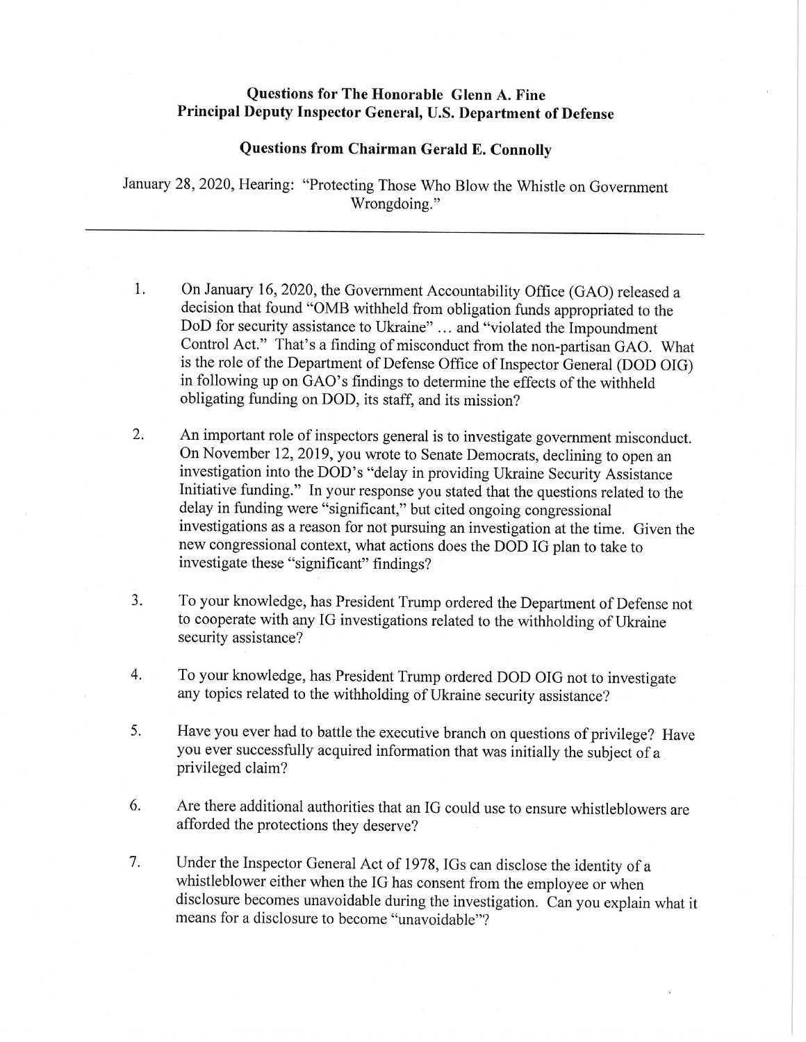**Questions for The Honorable Glenn A. Fine**
**Principal Deputy Inspector General, U.S. Department of Defense**

**Questions from Chairman Gerald E. Connolly**

January 28, 2020, Hearing: "Protecting Those Who Blow the Whistle on Government Wrongdoing."

---

1. On January 16, 2020, the Government Accountability Office (GAO) released a decision that found "OMB withheld from obligation funds appropriated to the DoD for security assistance to Ukraine" … and "violated the Impoundment Control Act." That's a finding of misconduct from the non-partisan GAO. What is the role of the Department of Defense Office of Inspector General (DOD OIG) in following up on GAO's findings to determine the effects of the withheld obligating funding on DOD, its staff, and its mission?

2. An important role of inspectors general is to investigate government misconduct. On November 12, 2019, you wrote to Senate Democrats, declining to open an investigation into the DOD's "delay in providing Ukraine Security Assistance Initiative funding." In your response you stated that the questions related to the delay in funding were "significant," but cited ongoing congressional investigations as a reason for not pursuing an investigation at the time. Given the new congressional context, what actions does the DOD IG plan to take to investigate these "significant" findings?

3. To your knowledge, has President Trump ordered the Department of Defense not to cooperate with any IG investigations related to the withholding of Ukraine security assistance?

4. To your knowledge, has President Trump ordered DOD OIG not to investigate any topics related to the withholding of Ukraine security assistance?

5. Have you ever had to battle the executive branch on questions of privilege? Have you ever successfully acquired information that was initially the subject of a privileged claim?

6. Are there additional authorities that an IG could use to ensure whistleblowers are afforded the protections they deserve?

7. Under the Inspector General Act of 1978, IGs can disclose the identity of a whistleblower either when the IG has consent from the employee or when disclosure becomes unavoidable during the investigation. Can you explain what it means for a disclosure to become "unavoidable"?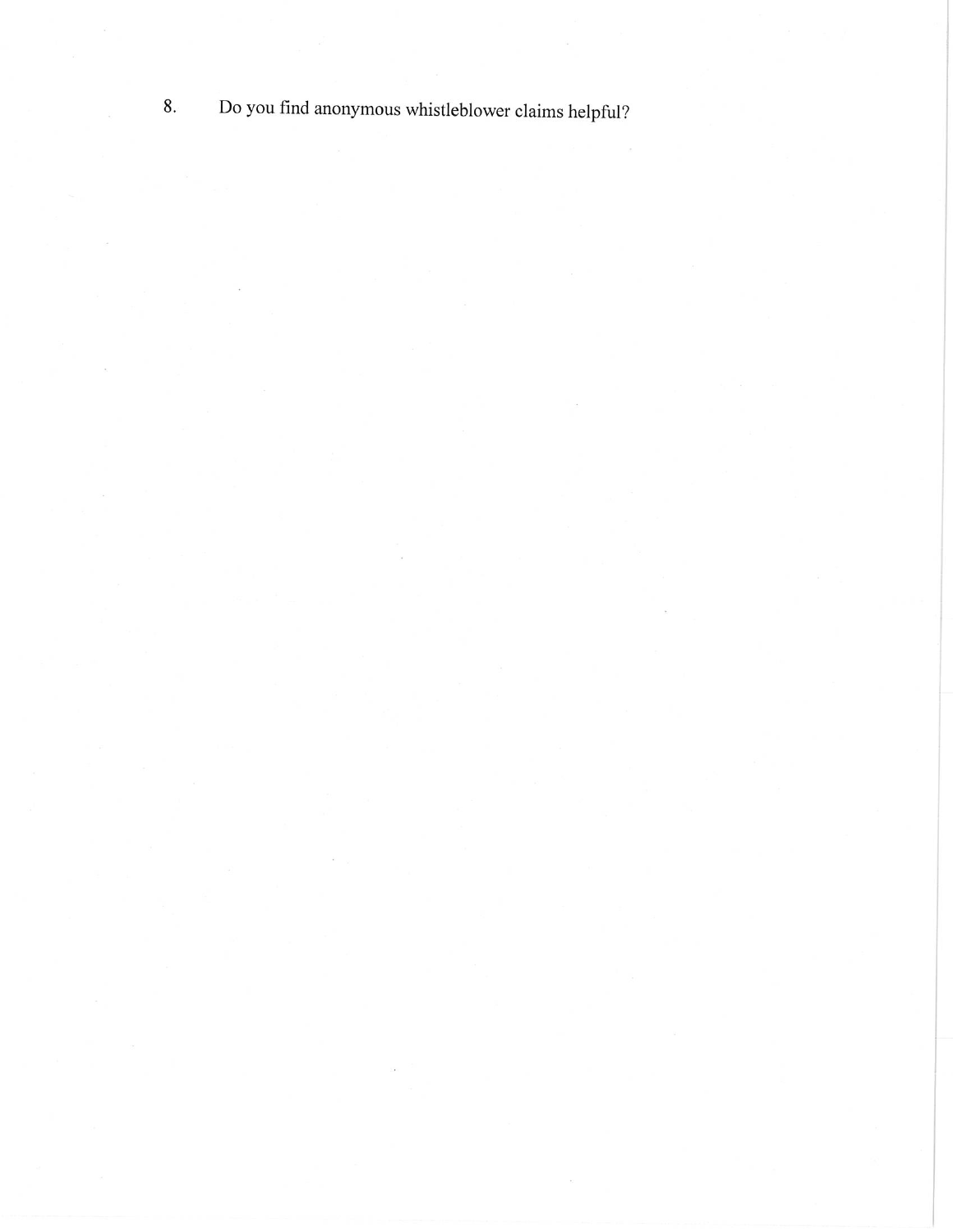8. Do you find anonymous whistleblower claims helpful?